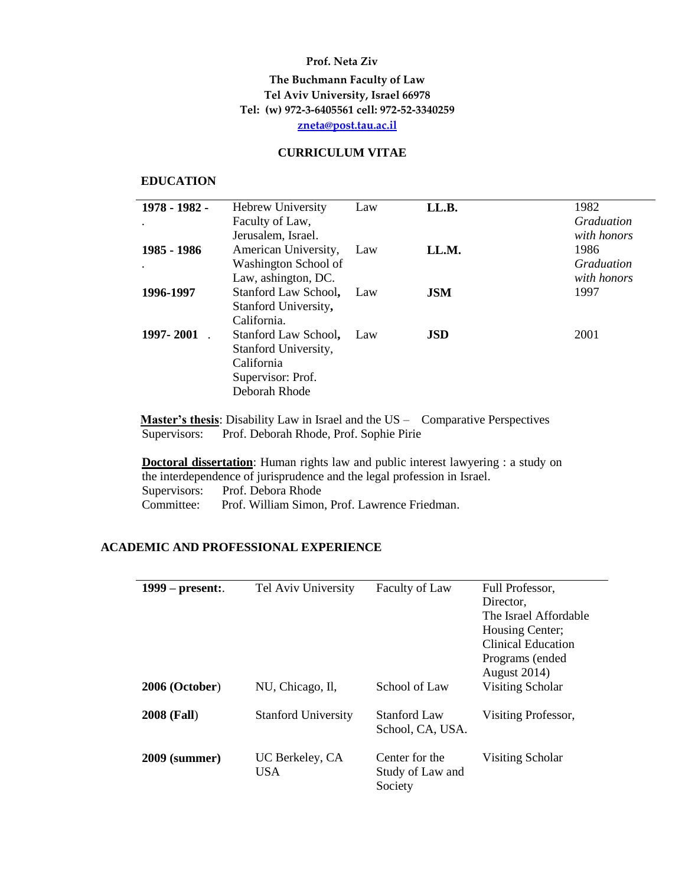**Prof. Neta Ziv**

**The Buchmann Faculty of Law**
**Tel Aviv University, Israel 66978**
**Tel: (w) 972-3-6405561 cell: 972-52-3340259**
**zneta@post.tau.ac.il**

## CURRICULUM VITAE

### EDUCATION

| | | | | |
|---|---|---|---|---|
| **1978 - 1982 -** . | Hebrew University Faculty of Law, Jerusalem, Israel. | Law | **LL.B.** | 1982 *Graduation with honors* |
| **1985 - 1986** . | American University, Washington School of Law, ashington, DC. | Law | **LL.M.** | 1986 *Graduation with honors* |
| **1996-1997** | Stanford Law School**,** Stanford University**,** California. | Law | **JSM** | 1997 |
| **1997- 2001** . | Stanford Law School**,** Stanford University, California Supervisor: Prof. Deborah Rhode | Law | **JSD** | 2001 |

**Master's thesis**: Disability Law in Israel and the US – Comparative Perspectives
Supervisors: Prof. Deborah Rhode, Prof. Sophie Pirie

**Doctoral dissertation**: Human rights law and public interest lawyering : a study on the interdependence of jurisprudence and the legal profession in Israel.
Supervisors: Prof. Debora Rhode
Committee: Prof. William Simon, Prof. Lawrence Friedman.

### ACADEMIC AND PROFESSIONAL EXPERIENCE

| | | | |
|---|---|---|---|
| **1999 – present:**. | Tel Aviv University | Faculty of Law | Full Professor, Director, The Israel Affordable Housing Center; Clinical Education Programs (ended August 2014) |
| **2006 (October**) | NU, Chicago, Il, | School of Law | Visiting Scholar |
| **2008 (Fall**) | Stanford University | Stanford Law School, CA, USA. | Visiting Professor, |
| **2009 (summer)** | UC Berkeley, CA USA | Center for the Study of Law and Society | Visiting Scholar |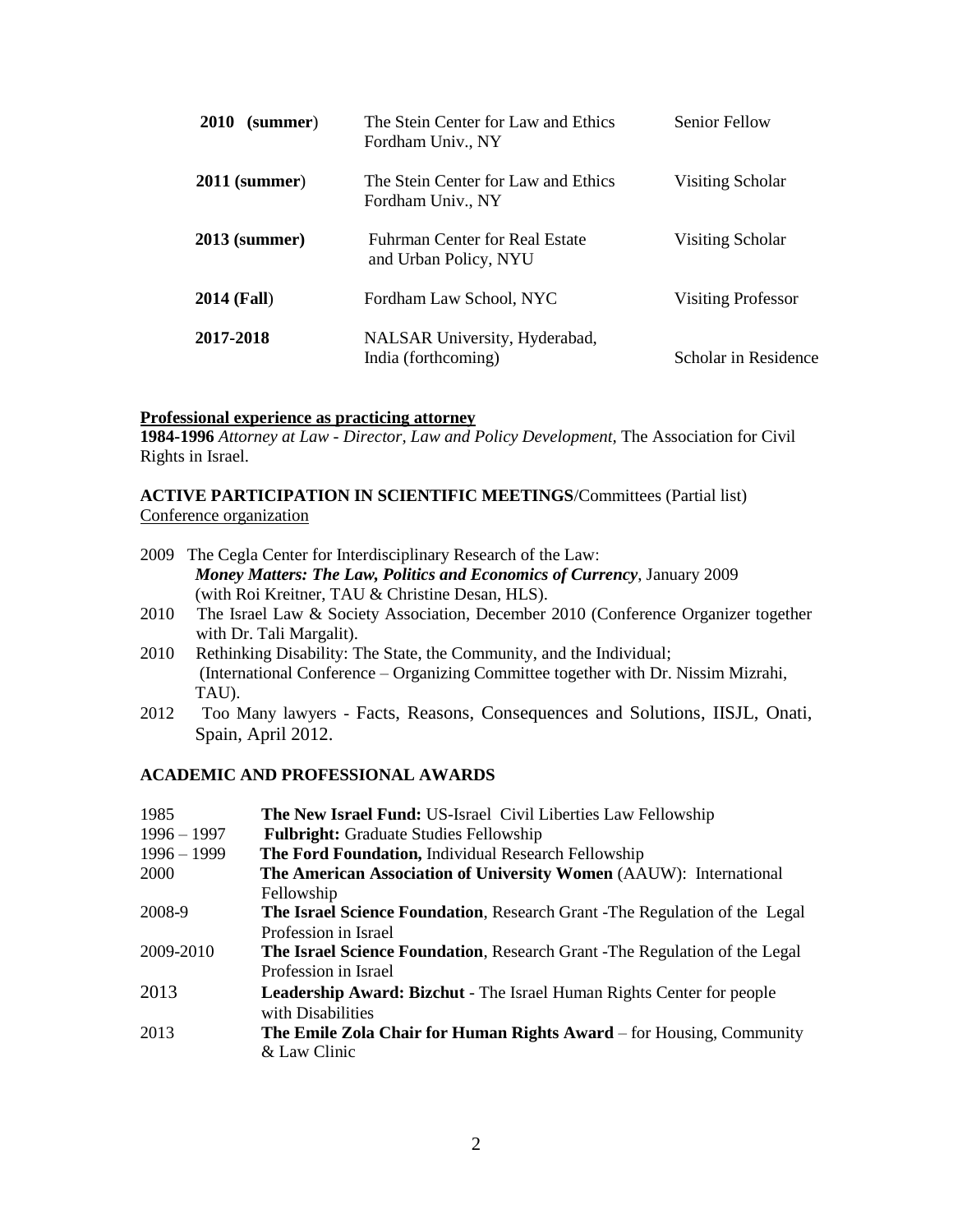| | | |
|---|---|---|
| **2010 (summer)** | The Stein Center for Law and Ethics Fordham Univ., NY | Senior Fellow |
| **2011 (summer)** | The Stein Center for Law and Ethics Fordham Univ., NY | Visiting Scholar |
| **2013 (summer)** | Fuhrman Center for Real Estate and Urban Policy, NYU | Visiting Scholar |
| **2014 (Fall)** | Fordham Law School, NYC | Visiting Professor |
| **2017-2018** | NALSAR University, Hyderabad, India (forthcoming) | Scholar in Residence |

**Professional experience as practicing attorney**

**1984-1996** *Attorney at Law - Director, Law and Policy Development,* The Association for Civil Rights in Israel.

**ACTIVE PARTICIPATION IN SCIENTIFIC MEETINGS**/Committees (Partial list)

Conference organization

- 2009 The Cegla Center for Interdisciplinary Research of the Law: ***Money Matters: The Law, Politics and Economics of Currency***, January 2009 (with Roi Kreitner, TAU & Christine Desan, HLS).
- 2010 The Israel Law & Society Association, December 2010 (Conference Organizer together with Dr. Tali Margalit).
- 2010 Rethinking Disability: The State, the Community, and the Individual; (International Conference – Organizing Committee together with Dr. Nissim Mizrahi, TAU).
- 2012 Too Many lawyers - Facts, Reasons, Consequences and Solutions, IISJL, Onati, Spain, April 2012.

**ACADEMIC AND PROFESSIONAL AWARDS**

| | |
|---|---|
| 1985 | **The New Israel Fund:** US-Israel Civil Liberties Law Fellowship |
| 1996 – 1997 | **Fulbright:** Graduate Studies Fellowship |
| 1996 – 1999 | **The Ford Foundation,** Individual Research Fellowship |
| 2000 | **The American Association of University Women** (AAUW): International Fellowship |
| 2008-9 | **The Israel Science Foundation**, Research Grant -The Regulation of the Legal Profession in Israel |
| 2009-2010 | **The Israel Science Foundation**, Research Grant -The Regulation of the Legal Profession in Israel |
| 2013 | **Leadership Award: Bizchut** - The Israel Human Rights Center for people with Disabilities |
| 2013 | **The Emile Zola Chair for Human Rights Award** – for Housing, Community & Law Clinic |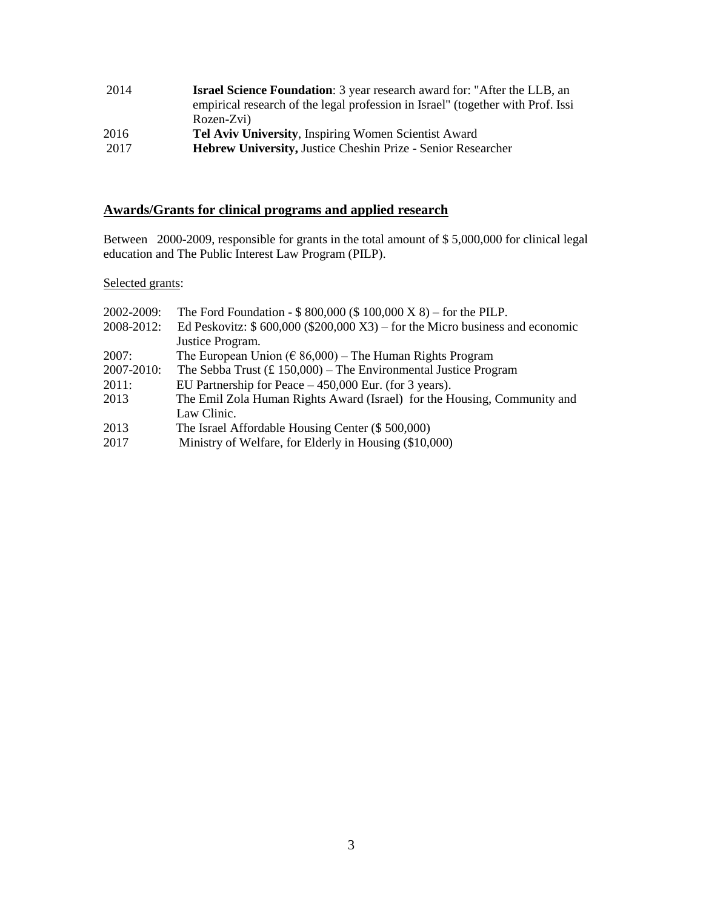| | |
|---|---|
| 2014 | **Israel Science Foundation**: 3 year research award for: "After the LLB, an empirical research of the legal profession in Israel" (together with Prof. Issi Rozen-Zvi) |
| 2016 | **Tel Aviv University**, Inspiring Women Scientist Award |
| 2017 | **Hebrew University,** Justice Cheshin Prize - Senior Researcher |

## <u>Awards/Grants for clinical programs and applied research</u>

Between 2000-2009, responsible for grants in the total amount of $ 5,000,000 for clinical legal education and The Public Interest Law Program (PILP).

<u>Selected grants</u>:

| | |
|---|---|
| 2002-2009: | The Ford Foundation - $ 800,000 ($ 100,000 X 8) – for the PILP. |
| 2008-2012: | Ed Peskovitz: $ 600,000 ($200,000 X3) – for the Micro business and economic Justice Program. |
| 2007: | The European Union (€ 86,000) – The Human Rights Program |
| 2007-2010: | The Sebba Trust (£ 150,000) – The Environmental Justice Program |
| 2011: | EU Partnership for Peace – 450,000 Eur. (for 3 years). |
| 2013 | The Emil Zola Human Rights Award (Israel) for the Housing, Community and Law Clinic. |
| 2013 | The Israel Affordable Housing Center ($ 500,000) |
| 2017 | Ministry of Welfare, for Elderly in Housing ($10,000) |